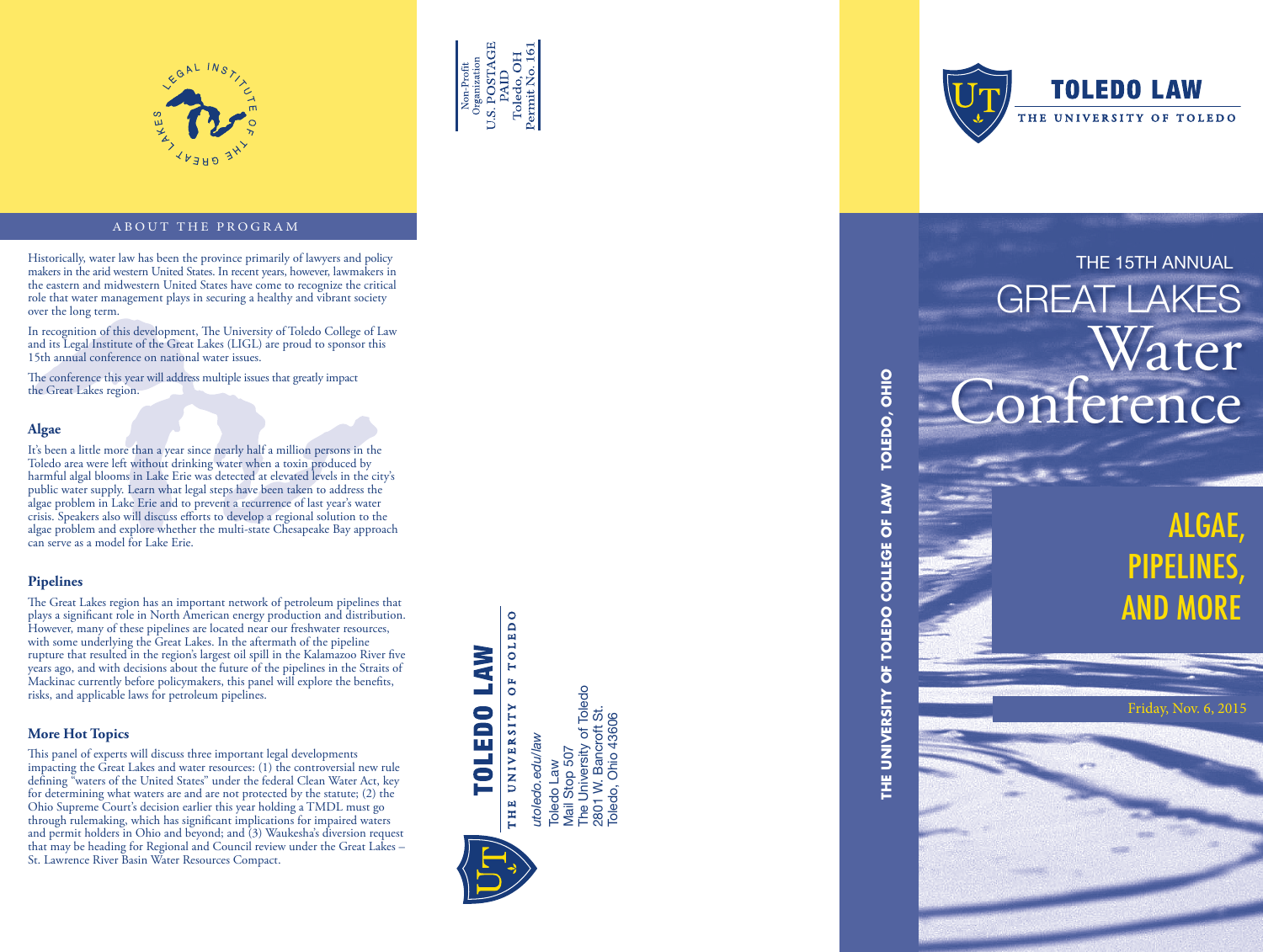LEGAL INSTITUTE OF THE GREAT LAKES

## ABOUT THE PROGRAM

Historically, water law has been the province primarily of lawyers and policy makers in the arid western United States. In recent years, however, lawmakers in the eastern and midwestern United States have come to recognize the critical role that water management plays in securing a healthy and vibrant society over the long term.

In recognition of this development, The University of Toledo College of Law and its Legal Institute of the Great Lakes (LIGL) are proud to sponsor this 15th annual conference on national water issues.

The conference this year will address multiple issues that greatly impact the Great Lakes region.

### Algae

It's been a little more than a year since nearly half a million persons in the Toledo area were left without drinking water when a toxin produced by harmful algal blooms in Lake Erie was detected at elevated levels in the city's public water supply. Learn what legal steps have been taken to address the algae problem in Lake Erie and to prevent a recurrence of last year's water crisis. Speakers also will discuss efforts to develop a regional solution to the algae problem and explore whether the multi-state Chesapeake Bay approach can serve as a model for Lake Erie.

### Pipelines

The Great Lakes region has an important network of petroleum pipelines that plays a significant role in North American energy production and distribution. However, many of these pipelines are located near our freshwater resources, with some underlying the Great Lakes. In the aftermath of the pipeline rupture that resulted in the region's largest oil spill in the Kalamazoo River five years ago, and with decisions about the future of the pipelines in the Straits of Mackinac currently before policymakers, this panel will explore the benefits, risks, and applicable laws for petroleum pipelines.

### More Hot Topics

This panel of experts will discuss three important legal developments impacting the Great Lakes and water resources: (1) the controversial new rule defining "waters of the United States" under the federal Clean Water Act, key for determining what waters are and are not protected by the statute; (2) the Ohio Supreme Court's decision earlier this year holding a TMDL must go through rulemaking, which has significant implications for impaired waters and permit holders in Ohio and beyond; and (3) Waukesha's diversion request that may be heading for Regional and Council review under the Great Lakes – St. Lawrence River Basin Water Resources Compact.

Non-Profit Organization
U.S. POSTAGE
PAID
Toledo, OH
Permit No. 161

TOLEDO LAW
THE UNIVERSITY OF TOLEDO

*utoledo.edu/law*

Toledo Law
Mail Stop 507
The University of Toledo
2801 W. Bancroft St.
Toledo, Ohio 43606

THE UNIVERSITY OF TOLEDO COLLEGE OF LAW TOLEDO, OHIO

TOLEDO LAW
THE UNIVERSITY OF TOLEDO

# THE 15TH ANNUAL GREAT LAKES Water Conference

## ALGAE, PIPELINES, AND MORE

Friday, Nov. 6, 2015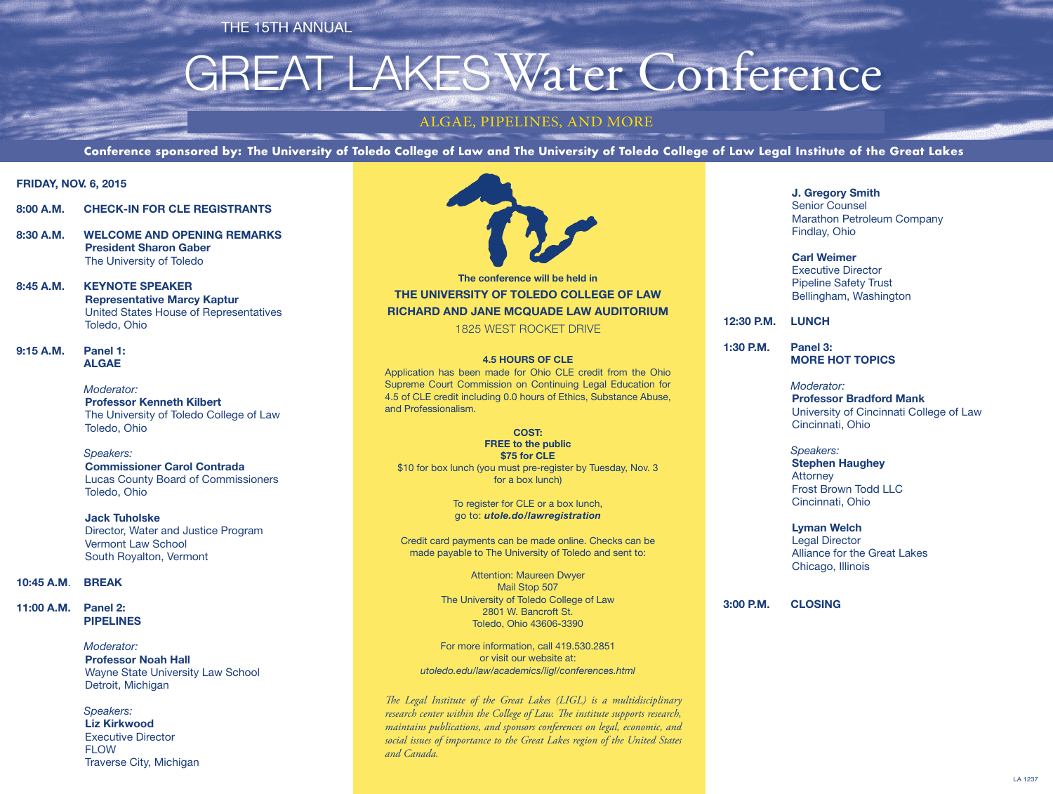THE 15TH ANNUAL

# GREAT LAKES Water Conference

## ALGAE, PIPELINES, AND MORE

**Conference sponsored by: The University of Toledo College of Law and The University of Toledo College of Law Legal Institute of the Great Lakes**

**FRIDAY, NOV. 6, 2015**

**8:00 A.M.** **CHECK-IN FOR CLE REGISTRANTS**

**8:30 A.M.** **WELCOME AND OPENING REMARKS**
**President Sharon Gaber**
The University of Toledo

**8:45 A.M.** **KEYNOTE SPEAKER**
**Representative Marcy Kaptur**
United States House of Representatives
Toledo, Ohio

**9:15 A.M.** **Panel 1:**
**ALGAE**

*Moderator:*
**Professor Kenneth Kilbert**
The University of Toledo College of Law
Toledo, Ohio

*Speakers:*
**Commissioner Carol Contrada**
Lucas County Board of Commissioners
Toledo, Ohio

**Jack Tuholske**
Director, Water and Justice Program
Vermont Law School
South Royalton, Vermont

**10:45 A.M.** **BREAK**

**11:00 A.M.** **Panel 2:**
**PIPELINES**

*Moderator:*
**Professor Noah Hall**
Wayne State University Law School
Detroit, Michigan

*Speakers:*
**Liz Kirkwood**
Executive Director
FLOW
Traverse City, Michigan

**J. Gregory Smith**
Senior Counsel
Marathon Petroleum Company
Findlay, Ohio

**Carl Weimer**
Executive Director
Pipeline Safety Trust
Bellingham, Washington

**12:30 P.M.** **LUNCH**

**1:30 P.M.** **Panel 3:**
**MORE HOT TOPICS**

*Moderator:*
**Professor Bradford Mank**
University of Cincinnati College of Law
Cincinnati, Ohio

*Speakers:*
**Stephen Haughey**
Attorney
Frost Brown Todd LLC
Cincinnati, Ohio

**Lyman Welch**
Legal Director
Alliance for the Great Lakes
Chicago, Illinois

**3:00 P.M.** **CLOSING**

---

**The conference will be held in**
**THE UNIVERSITY OF TOLEDO COLLEGE OF LAW**
**RICHARD AND JANE MCQUADE LAW AUDITORIUM**
1825 WEST ROCKET DRIVE

**4.5 HOURS OF CLE**
Application has been made for Ohio CLE credit from the Ohio Supreme Court Commission on Continuing Legal Education for 4.5 of CLE credit including 0.0 hours of Ethics, Substance Abuse, and Professionalism.

**COST:**
**FREE to the public**
**$75 for CLE**
$10 for box lunch (you must pre-register by Tuesday, Nov. 3 for a box lunch)

To register for CLE or a box lunch, go to: ***utole.do/lawregistration***

Credit card payments can be made online. Checks can be made payable to The University of Toledo and sent to:

Attention: Maureen Dwyer
Mail Stop 507
The University of Toledo College of Law
2801 W. Bancroft St.
Toledo, Ohio 43606-3390

For more information, call 419.530.2851 or visit our website at:
*utoledo.edu/law/academics/ligl/conferences.html*

*The Legal Institute of the Great Lakes (LIGL) is a multidisciplinary research center within the College of Law. The institute supports research, maintains publications, and sponsors conferences on legal, economic, and social issues of importance to the Great Lakes region of the United States and Canada.*

LA 1237